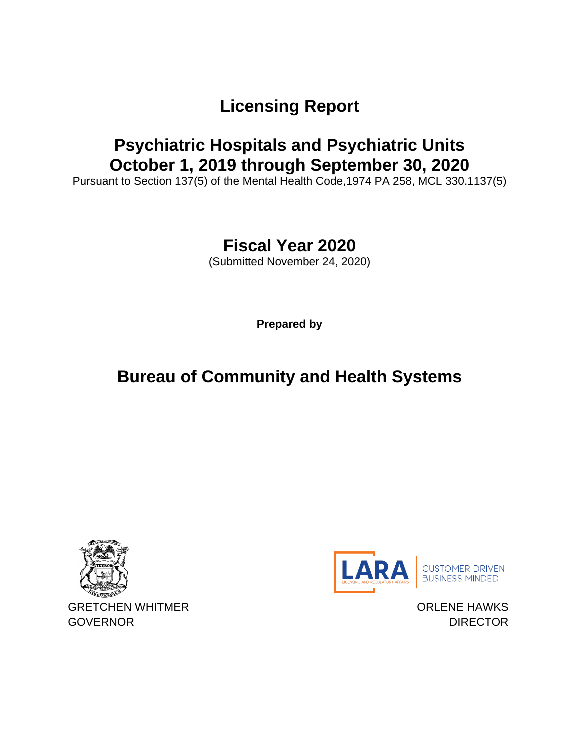# Licensing Report

## Psychiatric Hospitals and Psychiatric Units
## October 1, 2019 through September 30, 2020

Pursuant to Section 137(5) of the Mental Health Code,1974 PA 258, MCL 330.1137(5)

## Fiscal Year 2020

(Submitted November 24, 2020)

**Prepared by**

## Bureau of Community and Health Systems

GRETCHEN WHITMER
GOVERNOR

ORLENE HAWKS
DIRECTOR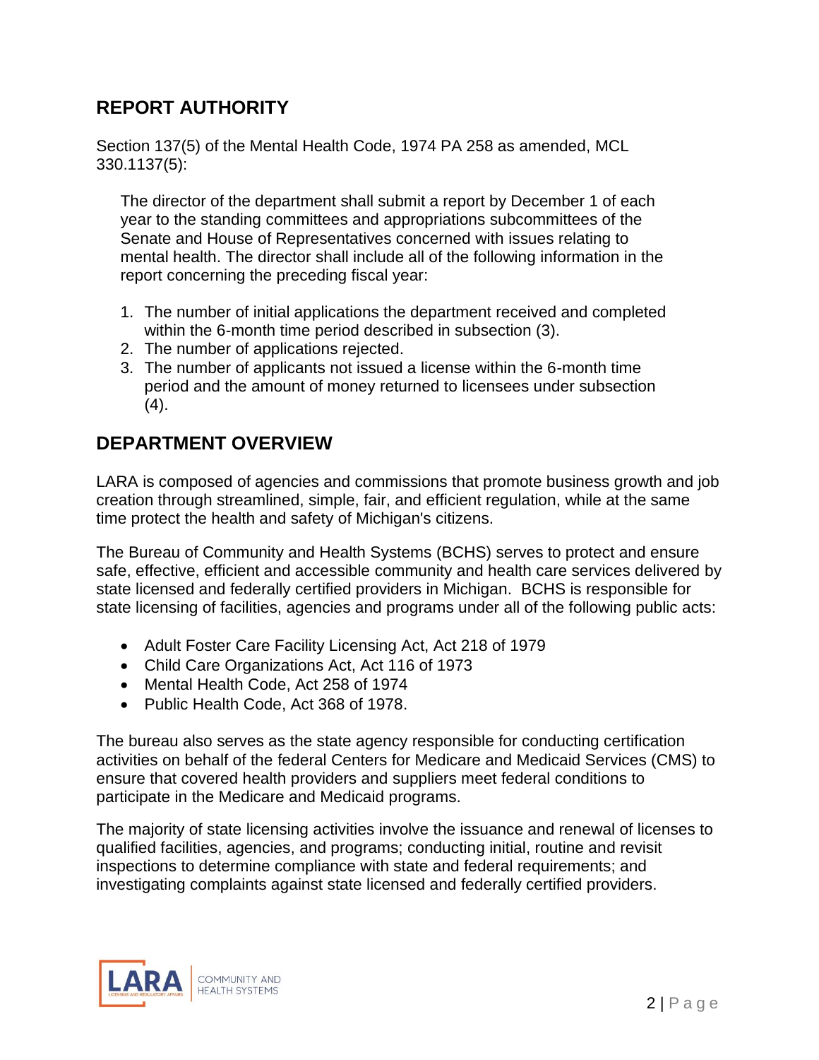## REPORT AUTHORITY

Section 137(5) of the Mental Health Code, 1974 PA 258 as amended, MCL 330.1137(5):

> The director of the department shall submit a report by December 1 of each year to the standing committees and appropriations subcommittees of the Senate and House of Representatives concerned with issues relating to mental health. The director shall include all of the following information in the report concerning the preceding fiscal year:
>
> 1. The number of initial applications the department received and completed within the 6-month time period described in subsection (3).
> 2. The number of applications rejected.
> 3. The number of applicants not issued a license within the 6-month time period and the amount of money returned to licensees under subsection (4).

## DEPARTMENT OVERVIEW

LARA is composed of agencies and commissions that promote business growth and job creation through streamlined, simple, fair, and efficient regulation, while at the same time protect the health and safety of Michigan's citizens.

The Bureau of Community and Health Systems (BCHS) serves to protect and ensure safe, effective, efficient and accessible community and health care services delivered by state licensed and federally certified providers in Michigan. BCHS is responsible for state licensing of facilities, agencies and programs under all of the following public acts:

- Adult Foster Care Facility Licensing Act, Act 218 of 1979
- Child Care Organizations Act, Act 116 of 1973
- Mental Health Code, Act 258 of 1974
- Public Health Code, Act 368 of 1978.

The bureau also serves as the state agency responsible for conducting certification activities on behalf of the federal Centers for Medicare and Medicaid Services (CMS) to ensure that covered health providers and suppliers meet federal conditions to participate in the Medicare and Medicaid programs.

The majority of state licensing activities involve the issuance and renewal of licenses to qualified facilities, agencies, and programs; conducting initial, routine and revisit inspections to determine compliance with state and federal requirements; and investigating complaints against state licensed and federally certified providers.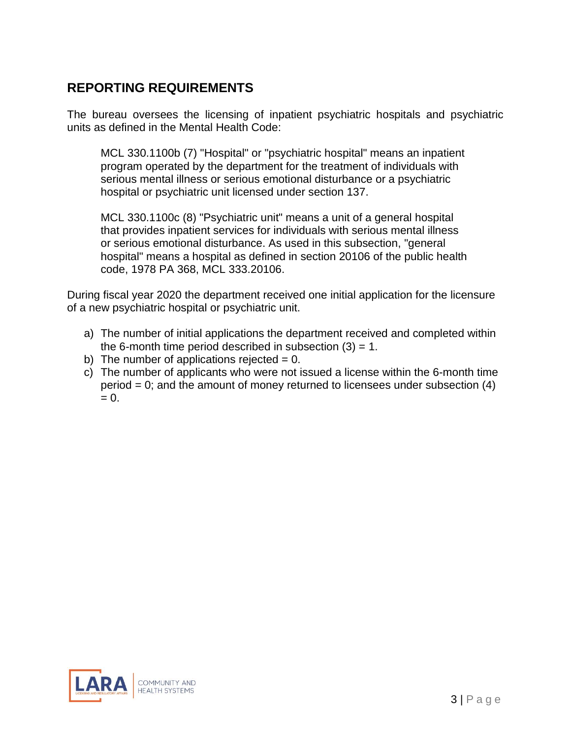## REPORTING REQUIREMENTS

The bureau oversees the licensing of inpatient psychiatric hospitals and psychiatric units as defined in the Mental Health Code:

> MCL 330.1100b (7) "Hospital" or "psychiatric hospital" means an inpatient program operated by the department for the treatment of individuals with serious mental illness or serious emotional disturbance or a psychiatric hospital or psychiatric unit licensed under section 137.
>
> MCL 330.1100c (8) "Psychiatric unit" means a unit of a general hospital that provides inpatient services for individuals with serious mental illness or serious emotional disturbance. As used in this subsection, "general hospital" means a hospital as defined in section 20106 of the public health code, 1978 PA 368, MCL 333.20106.

During fiscal year 2020 the department received one initial application for the licensure of a new psychiatric hospital or psychiatric unit.

a) The number of initial applications the department received and completed within the 6-month time period described in subsection (3) = 1.
b) The number of applications rejected = 0.
c) The number of applicants who were not issued a license within the 6-month time period = 0; and the amount of money returned to licensees under subsection (4) = 0.